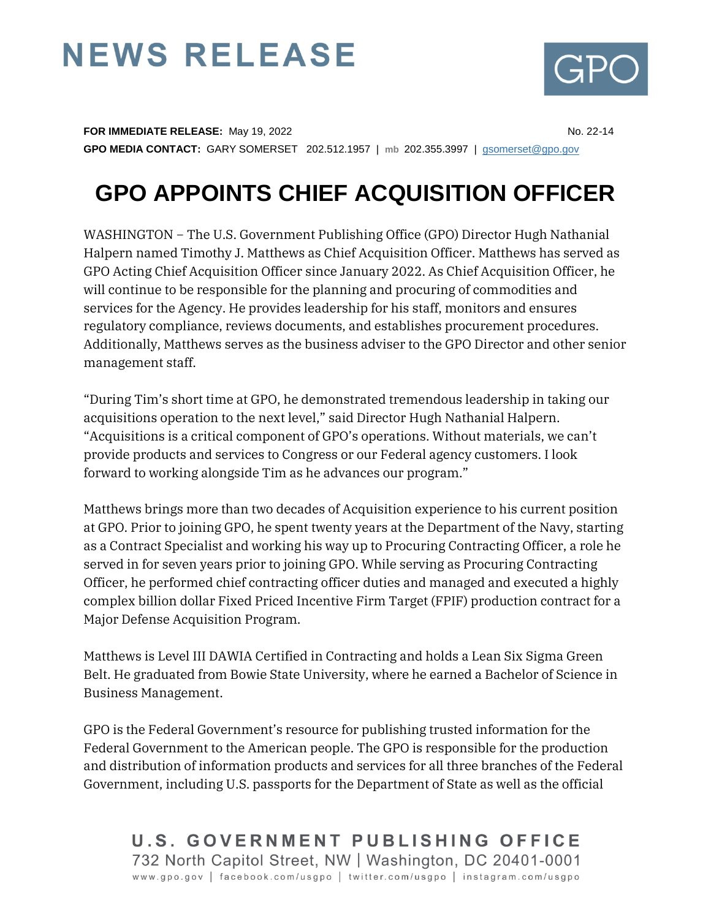# NEWS RELEASE

**FOR IMMEDIATE RELEASE:** May 19, 2022 No. 22-14

**GPO MEDIA CONTACT:** GARY SOMERSET 202.512.1957 | mb 202.355.3997 | gsomerset@gpo.gov

# GPO APPOINTS CHIEF ACQUISITION OFFICER

WASHINGTON – The U.S. Government Publishing Office (GPO) Director Hugh Nathanial Halpern named Timothy J. Matthews as Chief Acquisition Officer. Matthews has served as GPO Acting Chief Acquisition Officer since January 2022. As Chief Acquisition Officer, he will continue to be responsible for the planning and procuring of commodities and services for the Agency. He provides leadership for his staff, monitors and ensures regulatory compliance, reviews documents, and establishes procurement procedures. Additionally, Matthews serves as the business adviser to the GPO Director and other senior management staff.

"During Tim's short time at GPO, he demonstrated tremendous leadership in taking our acquisitions operation to the next level," said Director Hugh Nathanial Halpern. "Acquisitions is a critical component of GPO's operations. Without materials, we can't provide products and services to Congress or our Federal agency customers. I look forward to working alongside Tim as he advances our program."

Matthews brings more than two decades of Acquisition experience to his current position at GPO. Prior to joining GPO, he spent twenty years at the Department of the Navy, starting as a Contract Specialist and working his way up to Procuring Contracting Officer, a role he served in for seven years prior to joining GPO. While serving as Procuring Contracting Officer, he performed chief contracting officer duties and managed and executed a highly complex billion dollar Fixed Priced Incentive Firm Target (FPIF) production contract for a Major Defense Acquisition Program.

Matthews is Level III DAWIA Certified in Contracting and holds a Lean Six Sigma Green Belt. He graduated from Bowie State University, where he earned a Bachelor of Science in Business Management.

GPO is the Federal Government's resource for publishing trusted information for the Federal Government to the American people. The GPO is responsible for the production and distribution of information products and services for all three branches of the Federal Government, including U.S. passports for the Department of State as well as the official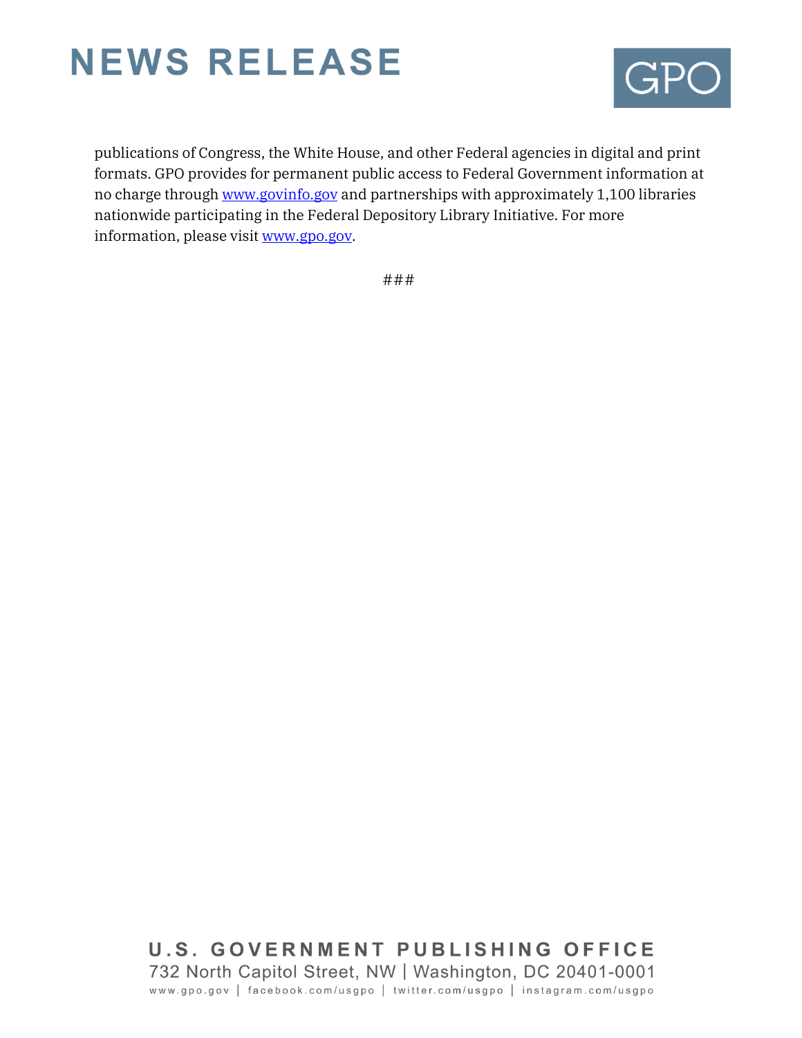publications of Congress, the White House, and other Federal agencies in digital and print formats. GPO provides for permanent public access to Federal Government information at no charge through [www.govinfo.gov](http://www.govinfo.gov) and partnerships with approximately 1,100 libraries nationwide participating in the Federal Depository Library Initiative. For more information, please visit [www.gpo.gov](http://www.gpo.gov).

###

**U.S. GOVERNMENT PUBLISHING OFFICE**
732 North Capitol Street, NW | Washington, DC 20401-0001
www.gpo.gov | facebook.com/usgpo | twitter.com/usgpo | instagram.com/usgpo